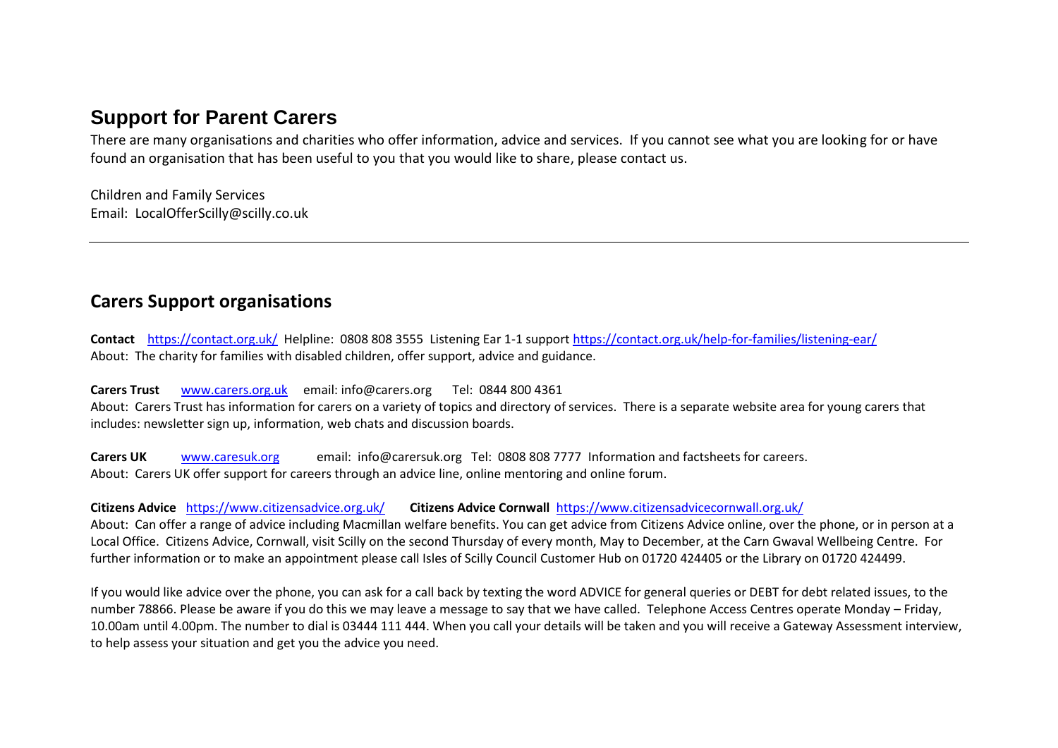# Support for Parent Carers

There are many organisations and charities who offer information, advice and services. If you cannot see what you are looking for or have found an organisation that has been useful to you that you would like to share, please contact us.

Children and Family Services
Email: LocalOfferScilly@scilly.co.uk

---

## Carers Support organisations

**Contact** https://contact.org.uk/ Helpline: 0808 808 3555 Listening Ear 1-1 support https://contact.org.uk/help-for-families/listening-ear/
About: The charity for families with disabled children, offer support, advice and guidance.

**Carers Trust** www.carers.org.uk email: info@carers.org Tel: 0844 800 4361
About: Carers Trust has information for carers on a variety of topics and directory of services. There is a separate website area for young carers that includes: newsletter sign up, information, web chats and discussion boards.

**Carers UK** www.caresuk.org email: info@carersuk.org Tel: 0808 808 7777 Information and factsheets for careers.
About: Carers UK offer support for careers through an advice line, online mentoring and online forum.

**Citizens Advice** https://www.citizensadvice.org.uk/ **Citizens Advice Cornwall** https://www.citizensadvicecornwall.org.uk/
About: Can offer a range of advice including Macmillan welfare benefits. You can get advice from Citizens Advice online, over the phone, or in person at a Local Office. Citizens Advice, Cornwall, visit Scilly on the second Thursday of every month, May to December, at the Carn Gwaval Wellbeing Centre. For further information or to make an appointment please call Isles of Scilly Council Customer Hub on 01720 424405 or the Library on 01720 424499.

If you would like advice over the phone, you can ask for a call back by texting the word ADVICE for general queries or DEBT for debt related issues, to the number 78866. Please be aware if you do this we may leave a message to say that we have called. Telephone Access Centres operate Monday – Friday, 10.00am until 4.00pm. The number to dial is 03444 111 444. When you call your details will be taken and you will receive a Gateway Assessment interview, to help assess your situation and get you the advice you need.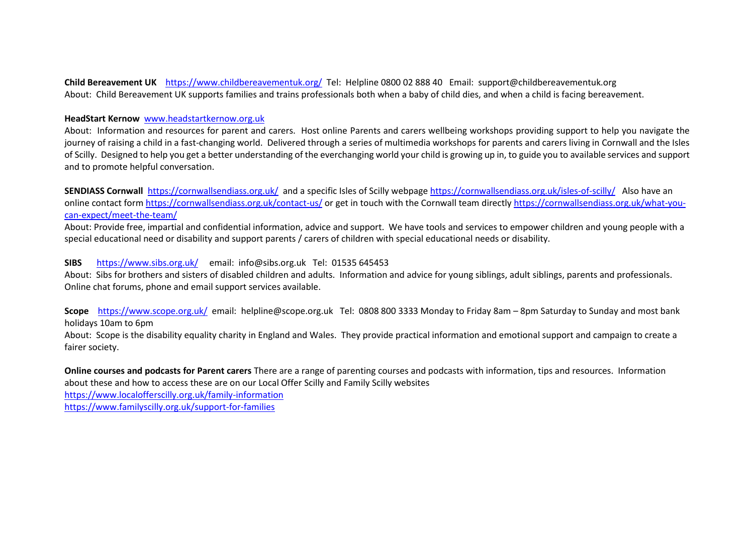**Child Bereavement UK** https://www.childbereavementuk.org/ Tel: Helpline 0800 02 888 40 Email: support@childbereavementuk.org
About: Child Bereavement UK supports families and trains professionals both when a baby of child dies, and when a child is facing bereavement.

**HeadStart Kernow** www.headstartkernow.org.uk
About: Information and resources for parent and carers. Host online Parents and carers wellbeing workshops providing support to help you navigate the journey of raising a child in a fast-changing world. Delivered through a series of multimedia workshops for parents and carers living in Cornwall and the Isles of Scilly. Designed to help you get a better understanding of the everchanging world your child is growing up in, to guide you to available services and support and to promote helpful conversation.

**SENDIASS Cornwall** https://cornwallsendiass.org.uk/ and a specific Isles of Scilly webpage https://cornwallsendiass.org.uk/isles-of-scilly/ Also have an online contact form https://cornwallsendiass.org.uk/contact-us/ or get in touch with the Cornwall team directly https://cornwallsendiass.org.uk/what-you-can-expect/meet-the-team/
About: Provide free, impartial and confidential information, advice and support. We have tools and services to empower children and young people with a special educational need or disability and support parents / carers of children with special educational needs or disability.

**SIBS** https://www.sibs.org.uk/ email: info@sibs.org.uk Tel: 01535 645453
About: Sibs for brothers and sisters of disabled children and adults. Information and advice for young siblings, adult siblings, parents and professionals. Online chat forums, phone and email support services available.

**Scope** https://www.scope.org.uk/ email: helpline@scope.org.uk Tel: 0808 800 3333 Monday to Friday 8am – 8pm Saturday to Sunday and most bank holidays 10am to 6pm
About: Scope is the disability equality charity in England and Wales. They provide practical information and emotional support and campaign to create a fairer society.

**Online courses and podcasts for Parent carers** There are a range of parenting courses and podcasts with information, tips and resources. Information about these and how to access these are on our Local Offer Scilly and Family Scilly websites
https://www.localofferscilly.org.uk/family-information
https://www.familyscilly.org.uk/support-for-families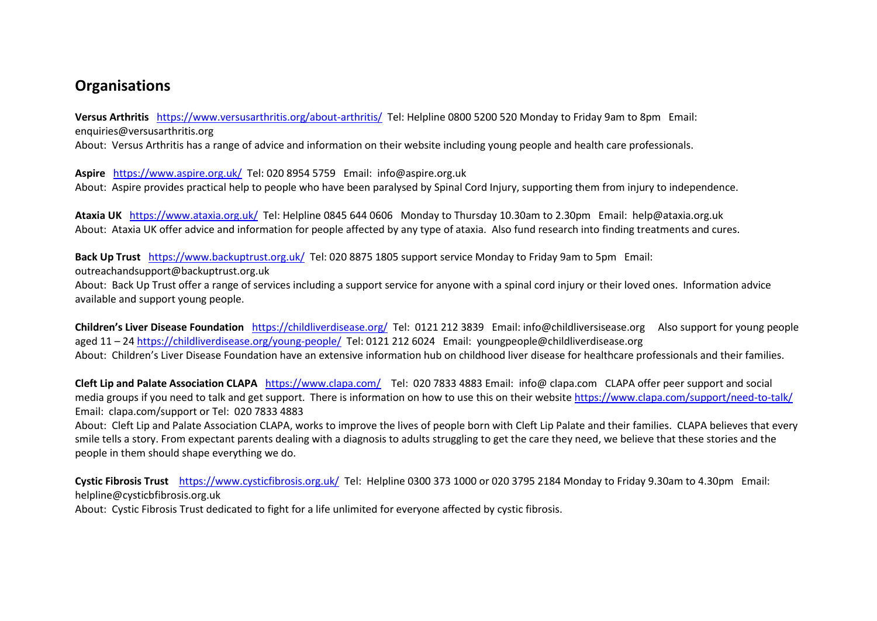## Organisations

**Versus Arthritis** https://www.versusarthritis.org/about-arthritis/ Tel: Helpline 0800 5200 520 Monday to Friday 9am to 8pm Email: enquiries@versusarthritis.org
About: Versus Arthritis has a range of advice and information on their website including young people and health care professionals.

**Aspire** https://www.aspire.org.uk/ Tel: 020 8954 5759 Email: info@aspire.org.uk
About: Aspire provides practical help to people who have been paralysed by Spinal Cord Injury, supporting them from injury to independence.

**Ataxia UK** https://www.ataxia.org.uk/ Tel: Helpline 0845 644 0606 Monday to Thursday 10.30am to 2.30pm Email: help@ataxia.org.uk
About: Ataxia UK offer advice and information for people affected by any type of ataxia. Also fund research into finding treatments and cures.

**Back Up Trust** https://www.backuptrust.org.uk/ Tel: 020 8875 1805 support service Monday to Friday 9am to 5pm Email: outreachandsupport@backuptrust.org.uk
About: Back Up Trust offer a range of services including a support service for anyone with a spinal cord injury or their loved ones. Information advice available and support young people.

**Children's Liver Disease Foundation** https://childliverdisease.org/ Tel: 0121 212 3839 Email: info@childliversisease.org Also support for young people aged 11 – 24 https://childliverdisease.org/young-people/ Tel: 0121 212 6024 Email: youngpeople@childliverdisease.org
About: Children's Liver Disease Foundation have an extensive information hub on childhood liver disease for healthcare professionals and their families.

**Cleft Lip and Palate Association CLAPA** https://www.clapa.com/ Tel: 020 7833 4883 Email: info@ clapa.com CLAPA offer peer support and social media groups if you need to talk and get support. There is information on how to use this on their website https://www.clapa.com/support/need-to-talk/ Email: clapa.com/support or Tel: 020 7833 4883
About: Cleft Lip and Palate Association CLAPA, works to improve the lives of people born with Cleft Lip Palate and their families. CLAPA believes that every smile tells a story. From expectant parents dealing with a diagnosis to adults struggling to get the care they need, we believe that these stories and the people in them should shape everything we do.

**Cystic Fibrosis Trust** https://www.cysticfibrosis.org.uk/ Tel: Helpline 0300 373 1000 or 020 3795 2184 Monday to Friday 9.30am to 4.30pm Email: helpline@cysticbfibrosis.org.uk
About: Cystic Fibrosis Trust dedicated to fight for a life unlimited for everyone affected by cystic fibrosis.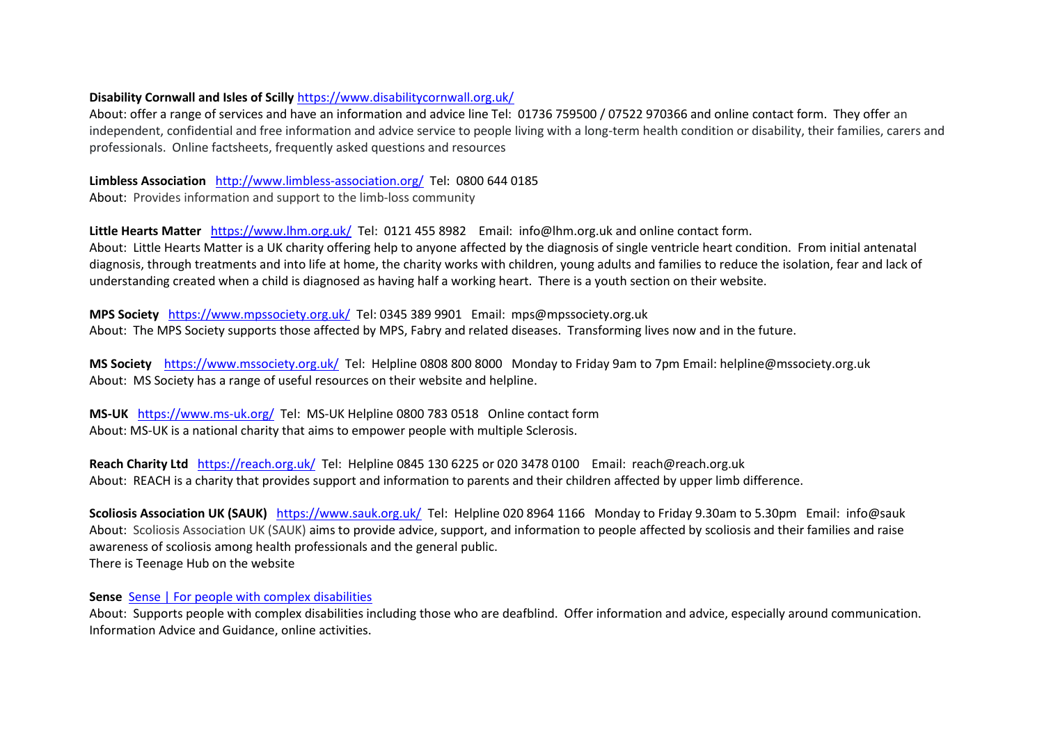**Disability Cornwall and Isles of Scilly** https://www.disabilitycornwall.org.uk/
About: offer a range of services and have an information and advice line Tel: 01736 759500 / 07522 970366 and online contact form. They offer an independent, confidential and free information and advice service to people living with a long-term health condition or disability, their families, carers and professionals. Online factsheets, frequently asked questions and resources

**Limbless Association** http://www.limbless-association.org/ Tel: 0800 644 0185
About: Provides information and support to the limb-loss community

**Little Hearts Matter** https://www.lhm.org.uk/ Tel: 0121 455 8982 Email: info@lhm.org.uk and online contact form.
About: Little Hearts Matter is a UK charity offering help to anyone affected by the diagnosis of single ventricle heart condition. From initial antenatal diagnosis, through treatments and into life at home, the charity works with children, young adults and families to reduce the isolation, fear and lack of understanding created when a child is diagnosed as having half a working heart. There is a youth section on their website.

**MPS Society** https://www.mpssociety.org.uk/ Tel: 0345 389 9901 Email: mps@mpssociety.org.uk
About: The MPS Society supports those affected by MPS, Fabry and related diseases. Transforming lives now and in the future.

**MS Society** https://www.mssociety.org.uk/ Tel: Helpline 0808 800 8000 Monday to Friday 9am to 7pm Email: helpline@mssociety.org.uk
About: MS Society has a range of useful resources on their website and helpline.

**MS-UK** https://www.ms-uk.org/ Tel: MS-UK Helpline 0800 783 0518 Online contact form
About: MS-UK is a national charity that aims to empower people with multiple Sclerosis.

**Reach Charity Ltd** https://reach.org.uk/ Tel: Helpline 0845 130 6225 or 020 3478 0100 Email: reach@reach.org.uk
About: REACH is a charity that provides support and information to parents and their children affected by upper limb difference.

**Scoliosis Association UK (SAUK)** https://www.sauk.org.uk/ Tel: Helpline 020 8964 1166 Monday to Friday 9.30am to 5.30pm Email: info@sauk
About: Scoliosis Association UK (SAUK) aims to provide advice, support, and information to people affected by scoliosis and their families and raise awareness of scoliosis among health professionals and the general public.
There is Teenage Hub on the website

**Sense** Sense | For people with complex disabilities
About: Supports people with complex disabilities including those who are deafblind. Offer information and advice, especially around communication. Information Advice and Guidance, online activities.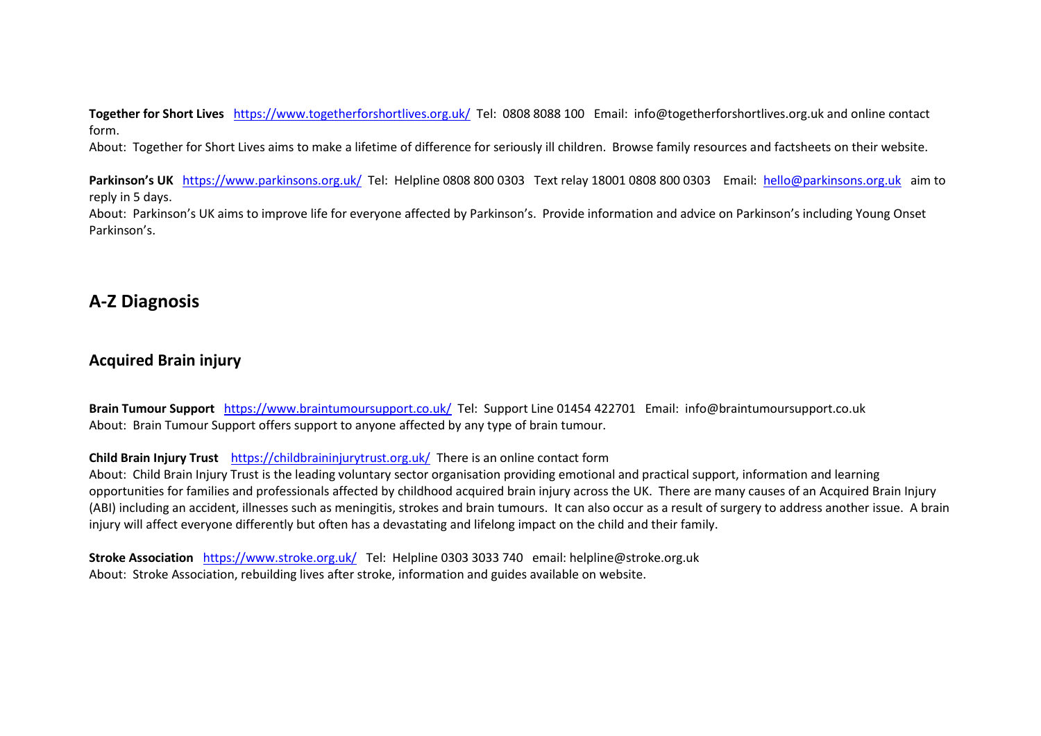**Together for Short Lives** https://www.togetherforshortlives.org.uk/ Tel: 0808 8088 100 Email: info@togetherforshortlives.org.uk and online contact form.

About: Together for Short Lives aims to make a lifetime of difference for seriously ill children. Browse family resources and factsheets on their website.

**Parkinson's UK** https://www.parkinsons.org.uk/ Tel: Helpline 0808 800 0303 Text relay 18001 0808 800 0303 Email: hello@parkinsons.org.uk aim to reply in 5 days.

About: Parkinson's UK aims to improve life for everyone affected by Parkinson's. Provide information and advice on Parkinson's including Young Onset Parkinson's.

# A-Z Diagnosis

## Acquired Brain injury

**Brain Tumour Support** https://www.braintumoursupport.co.uk/ Tel: Support Line 01454 422701 Email: info@braintumoursupport.co.uk

About: Brain Tumour Support offers support to anyone affected by any type of brain tumour.

**Child Brain Injury Trust** https://childbraininjurytrust.org.uk/ There is an online contact form

About: Child Brain Injury Trust is the leading voluntary sector organisation providing emotional and practical support, information and learning opportunities for families and professionals affected by childhood acquired brain injury across the UK. There are many causes of an Acquired Brain Injury (ABI) including an accident, illnesses such as meningitis, strokes and brain tumours. It can also occur as a result of surgery to address another issue. A brain injury will affect everyone differently but often has a devastating and lifelong impact on the child and their family.

**Stroke Association** https://www.stroke.org.uk/ Tel: Helpline 0303 3033 740 email: helpline@stroke.org.uk

About: Stroke Association, rebuilding lives after stroke, information and guides available on website.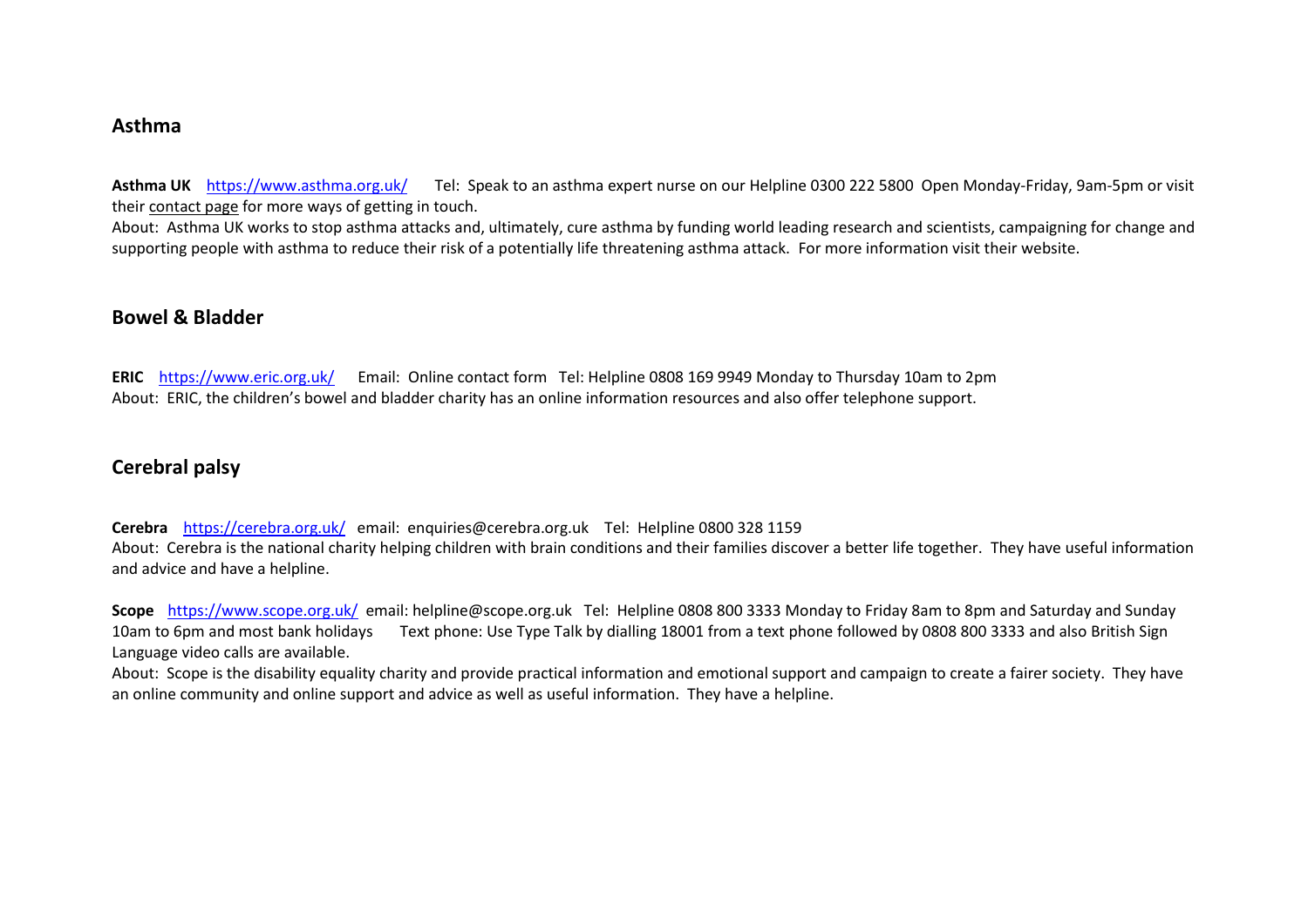## Asthma

**Asthma UK** https://www.asthma.org.uk/ Tel: Speak to an asthma expert nurse on our Helpline 0300 222 5800 Open Monday-Friday, 9am-5pm or visit their contact page for more ways of getting in touch.
About: Asthma UK works to stop asthma attacks and, ultimately, cure asthma by funding world leading research and scientists, campaigning for change and supporting people with asthma to reduce their risk of a potentially life threatening asthma attack. For more information visit their website.

## Bowel & Bladder

**ERIC** https://www.eric.org.uk/ Email: Online contact form Tel: Helpline 0808 169 9949 Monday to Thursday 10am to 2pm
About: ERIC, the children's bowel and bladder charity has an online information resources and also offer telephone support.

## Cerebral palsy

**Cerebra** https://cerebra.org.uk/ email: enquiries@cerebra.org.uk Tel: Helpline 0800 328 1159
About: Cerebra is the national charity helping children with brain conditions and their families discover a better life together. They have useful information and advice and have a helpline.

**Scope** https://www.scope.org.uk/ email: helpline@scope.org.uk Tel: Helpline 0808 800 3333 Monday to Friday 8am to 8pm and Saturday and Sunday 10am to 6pm and most bank holidays Text phone: Use Type Talk by dialling 18001 from a text phone followed by 0808 800 3333 and also British Sign Language video calls are available.
About: Scope is the disability equality charity and provide practical information and emotional support and campaign to create a fairer society. They have an online community and online support and advice as well as useful information. They have a helpline.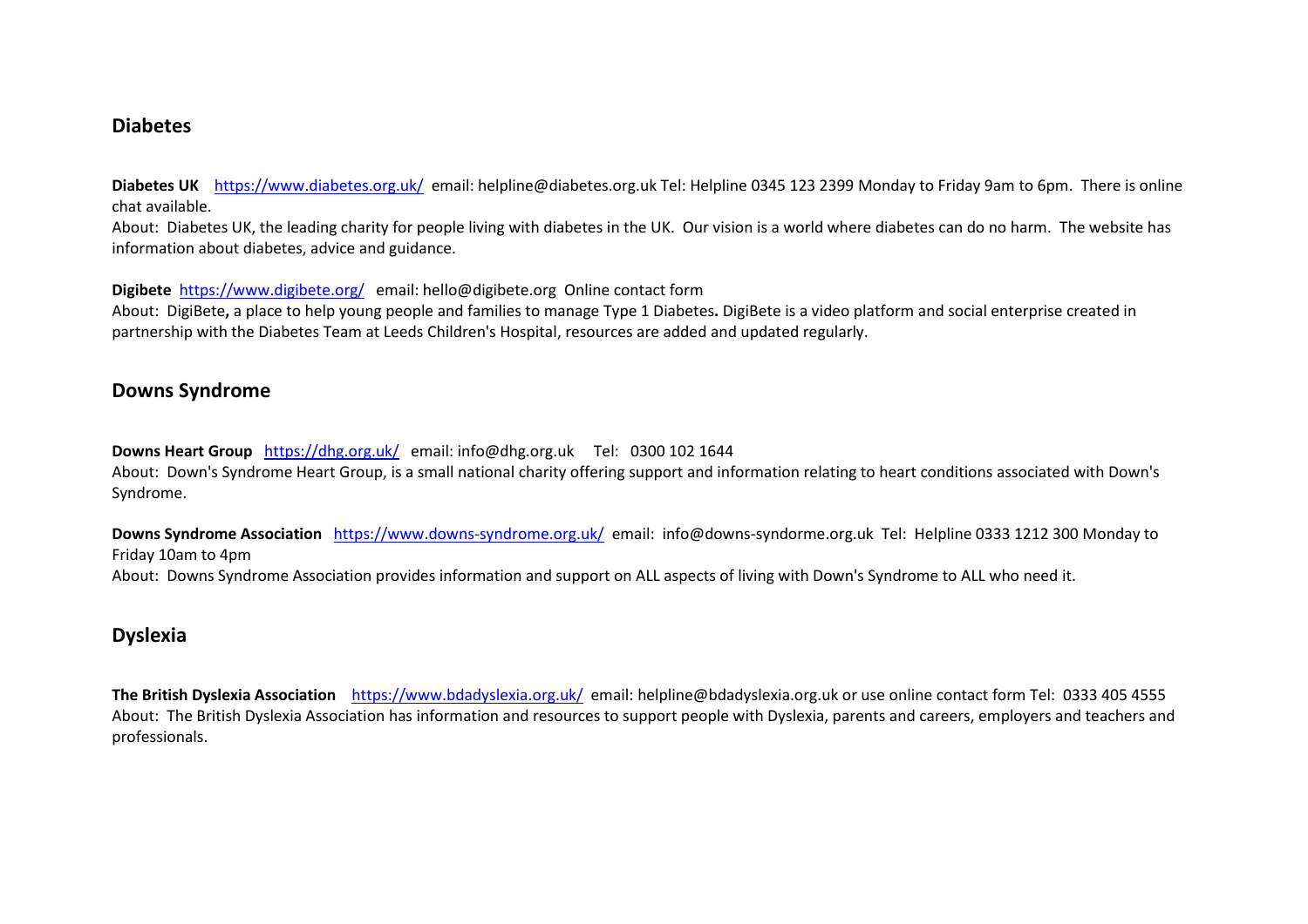## Diabetes

**Diabetes UK** https://www.diabetes.org.uk/ email: helpline@diabetes.org.uk Tel: Helpline 0345 123 2399 Monday to Friday 9am to 6pm. There is online chat available.
About: Diabetes UK, the leading charity for people living with diabetes in the UK. Our vision is a world where diabetes can do no harm. The website has information about diabetes, advice and guidance.

**Digibete** https://www.digibete.org/ email: hello@digibete.org Online contact form
About: DigiBete**,** a place to help young people and families to manage Type 1 Diabetes**.** DigiBete is a video platform and social enterprise created in partnership with the Diabetes Team at Leeds Children's Hospital, resources are added and updated regularly.

## Downs Syndrome

**Downs Heart Group** https://dhg.org.uk/ email: info@dhg.org.uk Tel: 0300 102 1644
About: Down's Syndrome Heart Group, is a small national charity offering support and information relating to heart conditions associated with Down's Syndrome.

**Downs Syndrome Association** https://www.downs-syndrome.org.uk/ email: info@downs-syndorme.org.uk Tel: Helpline 0333 1212 300 Monday to Friday 10am to 4pm
About: Downs Syndrome Association provides information and support on ALL aspects of living with Down's Syndrome to ALL who need it.

## Dyslexia

**The British Dyslexia Association** https://www.bdadyslexia.org.uk/ email: helpline@bdadyslexia.org.uk or use online contact form Tel: 0333 405 4555
About: The British Dyslexia Association has information and resources to support people with Dyslexia, parents and careers, employers and teachers and professionals.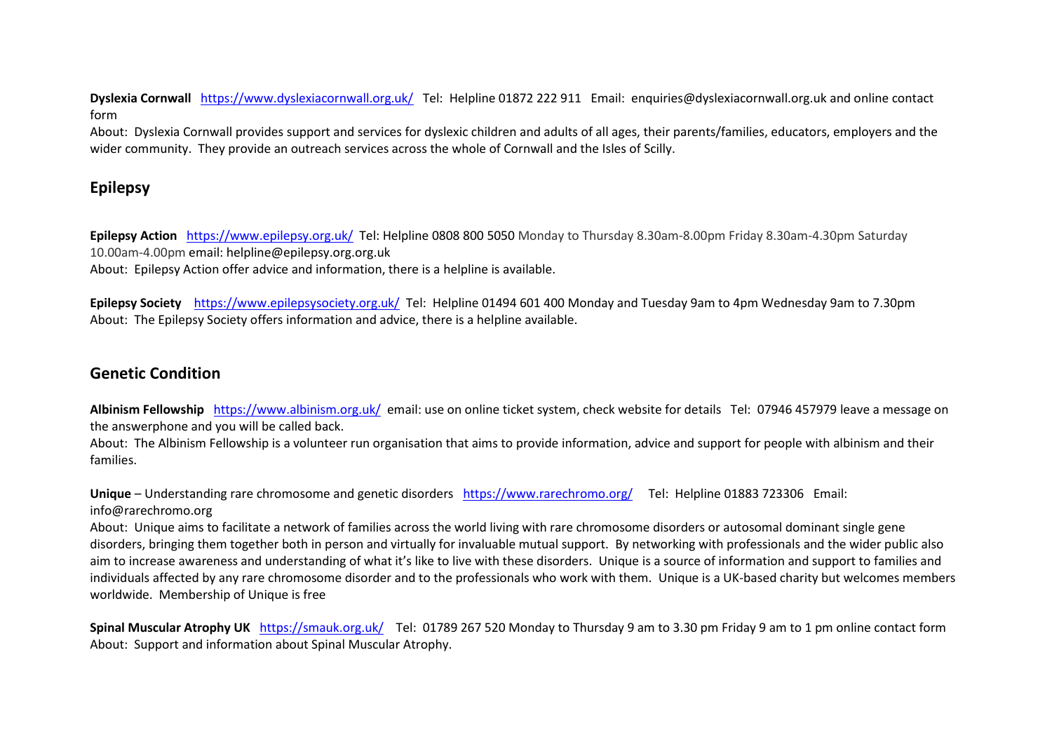**Dyslexia Cornwall** https://www.dyslexiacornwall.org.uk/ Tel: Helpline 01872 222 911 Email: enquiries@dyslexiacornwall.org.uk and online contact form

About: Dyslexia Cornwall provides support and services for dyslexic children and adults of all ages, their parents/families, educators, employers and the wider community. They provide an outreach services across the whole of Cornwall and the Isles of Scilly.

## Epilepsy

**Epilepsy Action** https://www.epilepsy.org.uk/ Tel: Helpline 0808 800 5050 Monday to Thursday 8.30am-8.00pm Friday 8.30am-4.30pm Saturday 10.00am-4.00pm email: helpline@epilepsy.org.org.uk

About: Epilepsy Action offer advice and information, there is a helpline is available.

**Epilepsy Society** https://www.epilepsysociety.org.uk/ Tel: Helpline 01494 601 400 Monday and Tuesday 9am to 4pm Wednesday 9am to 7.30pm

About: The Epilepsy Society offers information and advice, there is a helpline available.

## Genetic Condition

**Albinism Fellowship** https://www.albinism.org.uk/ email: use on online ticket system, check website for details Tel: 07946 457979 leave a message on the answerphone and you will be called back.

About: The Albinism Fellowship is a volunteer run organisation that aims to provide information, advice and support for people with albinism and their families.

**Unique** – Understanding rare chromosome and genetic disorders https://www.rarechromo.org/ Tel: Helpline 01883 723306 Email: info@rarechromo.org

About: Unique aims to facilitate a network of families across the world living with rare chromosome disorders or autosomal dominant single gene disorders, bringing them together both in person and virtually for invaluable mutual support. By networking with professionals and the wider public also aim to increase awareness and understanding of what it's like to live with these disorders. Unique is a source of information and support to families and individuals affected by any rare chromosome disorder and to the professionals who work with them. Unique is a UK-based charity but welcomes members worldwide. Membership of Unique is free

**Spinal Muscular Atrophy UK** https://smauk.org.uk/ Tel: 01789 267 520 Monday to Thursday 9 am to 3.30 pm Friday 9 am to 1 pm online contact form

About: Support and information about Spinal Muscular Atrophy.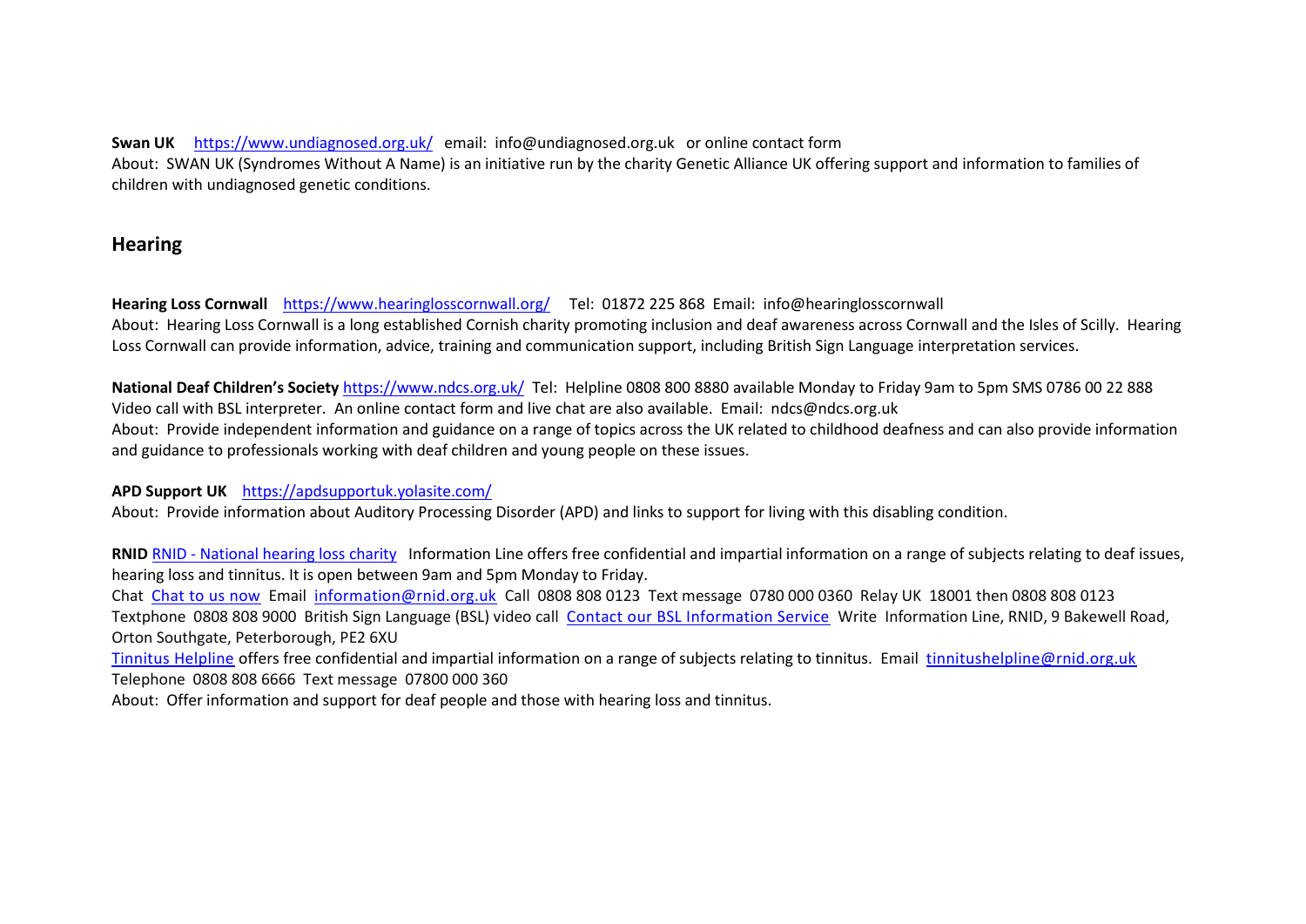**Swan UK** [https://www.undiagnosed.org.uk/](https://www.undiagnosed.org.uk/) email: info@undiagnosed.org.uk or online contact form
About: SWAN UK (Syndromes Without A Name) is an initiative run by the charity Genetic Alliance UK offering support and information to families of children with undiagnosed genetic conditions.

## Hearing

**Hearing Loss Cornwall** [https://www.hearinglosscornwall.org/](https://www.hearinglosscornwall.org/) Tel: 01872 225 868 Email: info@hearinglosscornwall
About: Hearing Loss Cornwall is a long established Cornish charity promoting inclusion and deaf awareness across Cornwall and the Isles of Scilly. Hearing Loss Cornwall can provide information, advice, training and communication support, including British Sign Language interpretation services.

**National Deaf Children's Society** [https://www.ndcs.org.uk/](https://www.ndcs.org.uk/) Tel: Helpline 0808 800 8880 available Monday to Friday 9am to 5pm SMS 0786 00 22 888 Video call with BSL interpreter. An online contact form and live chat are also available. Email: ndcs@ndcs.org.uk
About: Provide independent information and guidance on a range of topics across the UK related to childhood deafness and can also provide information and guidance to professionals working with deaf children and young people on these issues.

**APD Support UK** [https://apdsupportuk.yolasite.com/](https://apdsupportuk.yolasite.com/)
About: Provide information about Auditory Processing Disorder (APD) and links to support for living with this disabling condition.

**RNID** RNID - National hearing loss charity Information Line offers free confidential and impartial information on a range of subjects relating to deaf issues, hearing loss and tinnitus. It is open between 9am and 5pm Monday to Friday.
Chat Chat to us now Email information@rnid.org.uk Call 0808 808 0123 Text message 0780 000 0360 Relay UK 18001 then 0808 808 0123 Textphone 0808 808 9000 British Sign Language (BSL) video call Contact our BSL Information Service Write Information Line, RNID, 9 Bakewell Road, Orton Southgate, Peterborough, PE2 6XU
Tinnitus Helpline offers free confidential and impartial information on a range of subjects relating to tinnitus. Email tinnitushelpline@rnid.org.uk Telephone 0808 808 6666 Text message 07800 000 360
About: Offer information and support for deaf people and those with hearing loss and tinnitus.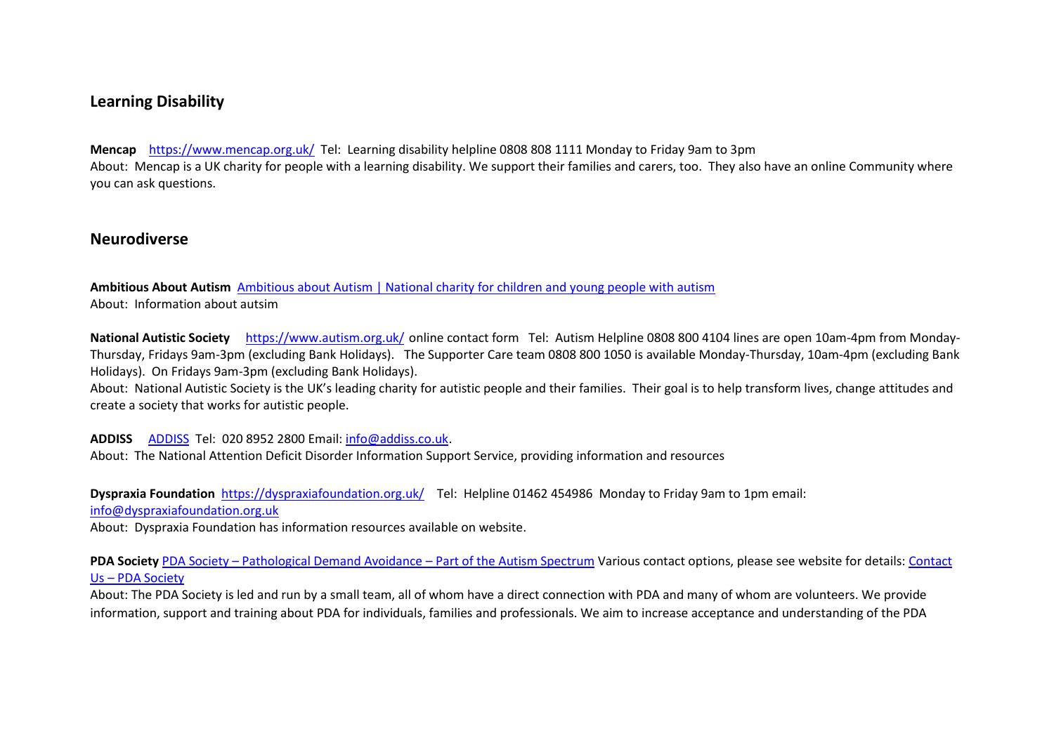## Learning Disability

**Mencap** [https://www.mencap.org.uk/](https://www.mencap.org.uk/) Tel: Learning disability helpline 0808 808 1111 Monday to Friday 9am to 3pm
About: Mencap is a UK charity for people with a learning disability. We support their families and carers, too. They also have an online Community where you can ask questions.

## Neurodiverse

**Ambitious About Autism** Ambitious about Autism | National charity for children and young people with autism
About: Information about autsim

**National Autistic Society** [https://www.autism.org.uk/](https://www.autism.org.uk/) online contact form Tel: Autism Helpline 0808 800 4104 lines are open 10am-4pm from Monday-Thursday, Fridays 9am-3pm (excluding Bank Holidays). The Supporter Care team 0808 800 1050 is available Monday-Thursday, 10am-4pm (excluding Bank Holidays). On Fridays 9am-3pm (excluding Bank Holidays).
About: National Autistic Society is the UK's leading charity for autistic people and their families. Their goal is to help transform lives, change attitudes and create a society that works for autistic people.

**ADDISS** ADDISS Tel: 020 8952 2800 Email: info@addiss.co.uk.
About: The National Attention Deficit Disorder Information Support Service, providing information and resources

**Dyspraxia Foundation** [https://dyspraxiafoundation.org.uk/](https://dyspraxiafoundation.org.uk/) Tel: Helpline 01462 454986 Monday to Friday 9am to 1pm email: info@dyspraxiafoundation.org.uk
About: Dyspraxia Foundation has information resources available on website.

**PDA Society** PDA Society – Pathological Demand Avoidance – Part of the Autism Spectrum Various contact options, please see website for details: Contact Us – PDA Society
About: The PDA Society is led and run by a small team, all of whom have a direct connection with PDA and many of whom are volunteers. We provide information, support and training about PDA for individuals, families and professionals. We aim to increase acceptance and understanding of the PDA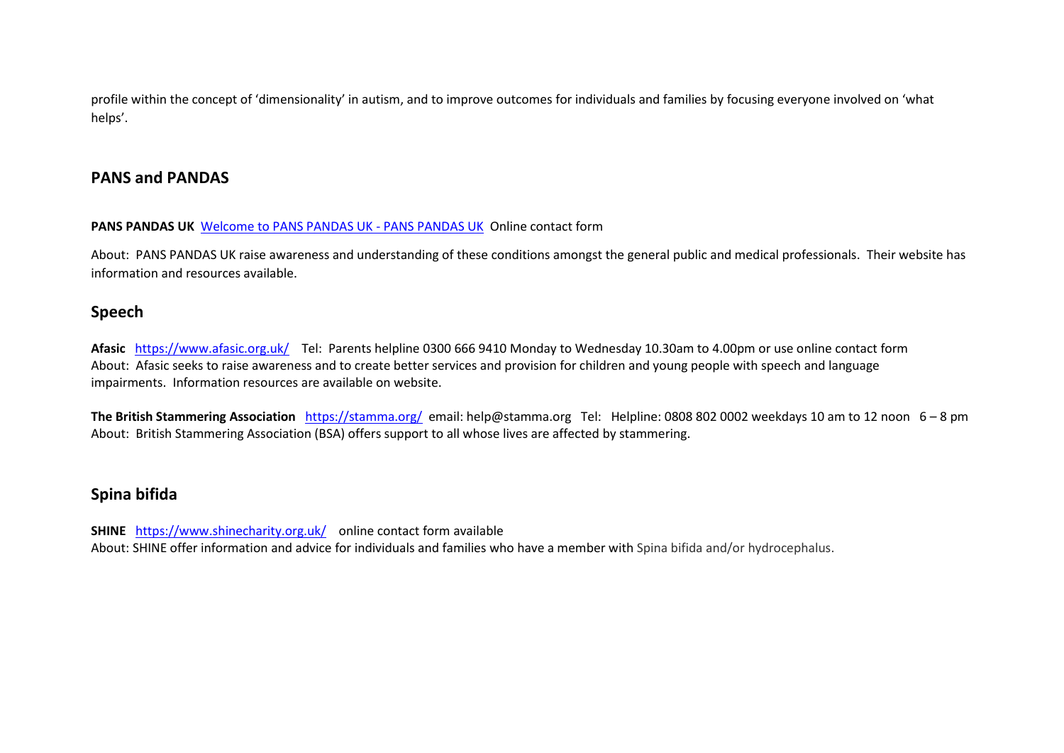profile within the concept of 'dimensionality' in autism, and to improve outcomes for individuals and families by focusing everyone involved on 'what helps'.

## PANS and PANDAS

**PANS PANDAS UK** [Welcome to PANS PANDAS UK - PANS PANDAS UK](Welcome to PANS PANDAS UK - PANS PANDAS UK) Online contact form

About: PANS PANDAS UK raise awareness and understanding of these conditions amongst the general public and medical professionals. Their website has information and resources available.

## Speech

**Afasic** https://www.afasic.org.uk/ Tel: Parents helpline 0300 666 9410 Monday to Wednesday 10.30am to 4.00pm or use online contact form
About: Afasic seeks to raise awareness and to create better services and provision for children and young people with speech and language impairments. Information resources are available on website.

**The British Stammering Association** https://stamma.org/ email: help@stamma.org Tel: Helpline: 0808 802 0002 weekdays 10 am to 12 noon 6 – 8 pm
About: British Stammering Association (BSA) offers support to all whose lives are affected by stammering.

## Spina bifida

**SHINE** https://www.shinecharity.org.uk/ online contact form available
About: SHINE offer information and advice for individuals and families who have a member with Spina bifida and/or hydrocephalus.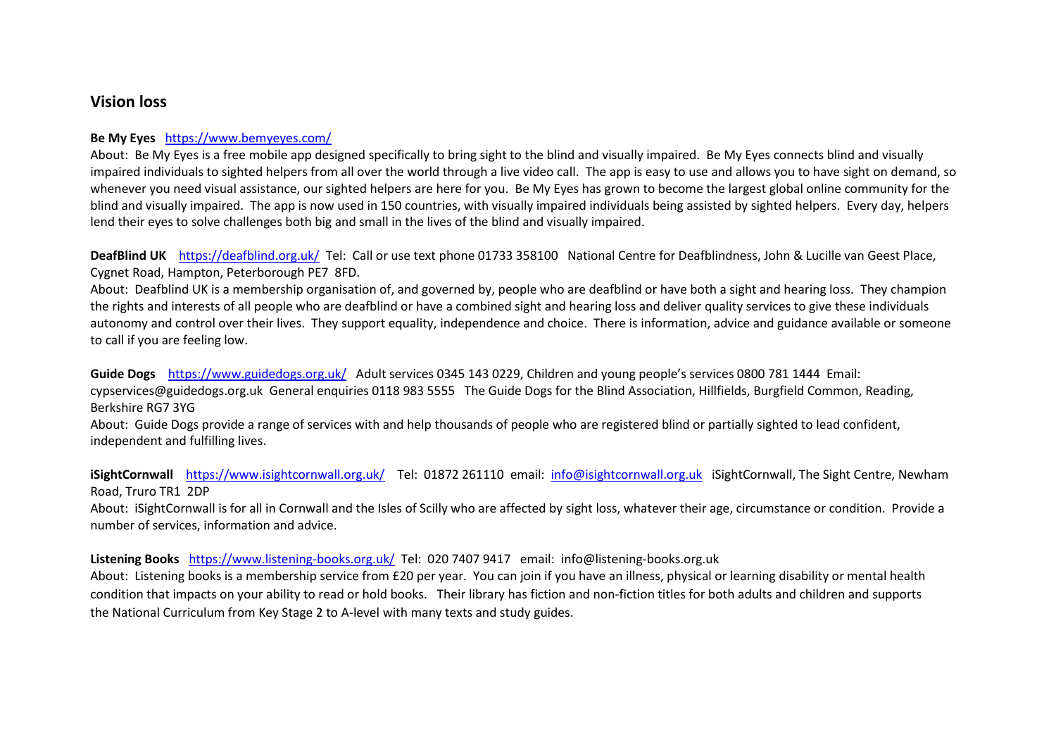## Vision loss

**Be My Eyes** [https://www.bemyeyes.com/](https://www.bemyeyes.com/)
About: Be My Eyes is a free mobile app designed specifically to bring sight to the blind and visually impaired. Be My Eyes connects blind and visually impaired individuals to sighted helpers from all over the world through a live video call. The app is easy to use and allows you to have sight on demand, so whenever you need visual assistance, our sighted helpers are here for you. Be My Eyes has grown to become the largest global online community for the blind and visually impaired. The app is now used in 150 countries, with visually impaired individuals being assisted by sighted helpers. Every day, helpers lend their eyes to solve challenges both big and small in the lives of the blind and visually impaired.

**DeafBlind UK** [https://deafblind.org.uk/](https://deafblind.org.uk/) Tel: Call or use text phone 01733 358100 National Centre for Deafblindness, John & Lucille van Geest Place, Cygnet Road, Hampton, Peterborough PE7 8FD.
About: Deafblind UK is a membership organisation of, and governed by, people who are deafblind or have both a sight and hearing loss. They champion the rights and interests of all people who are deafblind or have a combined sight and hearing loss and deliver quality services to give these individuals autonomy and control over their lives. They support equality, independence and choice. There is information, advice and guidance available or someone to call if you are feeling low.

**Guide Dogs** [https://www.guidedogs.org.uk/](https://www.guidedogs.org.uk/) Adult services 0345 143 0229, Children and young people's services 0800 781 1444 Email: cypservices@guidedogs.org.uk General enquiries 0118 983 5555 The Guide Dogs for the Blind Association, Hillfields, Burgfield Common, Reading, Berkshire RG7 3YG
About: Guide Dogs provide a range of services with and help thousands of people who are registered blind or partially sighted to lead confident, independent and fulfilling lives.

**iSightCornwall** [https://www.isightcornwall.org.uk/](https://www.isightcornwall.org.uk/) Tel: 01872 261110 email: [info@isightcornwall.org.uk](mailto:info@isightcornwall.org.uk) iSightCornwall, The Sight Centre, Newham Road, Truro TR1 2DP
About: iSightCornwall is for all in Cornwall and the Isles of Scilly who are affected by sight loss, whatever their age, circumstance or condition. Provide a number of services, information and advice.

**Listening Books** [https://www.listening-books.org.uk/](https://www.listening-books.org.uk/) Tel: 020 7407 9417 email: info@listening-books.org.uk
About: Listening books is a membership service from £20 per year. You can join if you have an illness, physical or learning disability or mental health condition that impacts on your ability to read or hold books. Their library has fiction and non-fiction titles for both adults and children and supports the National Curriculum from Key Stage 2 to A-level with many texts and study guides.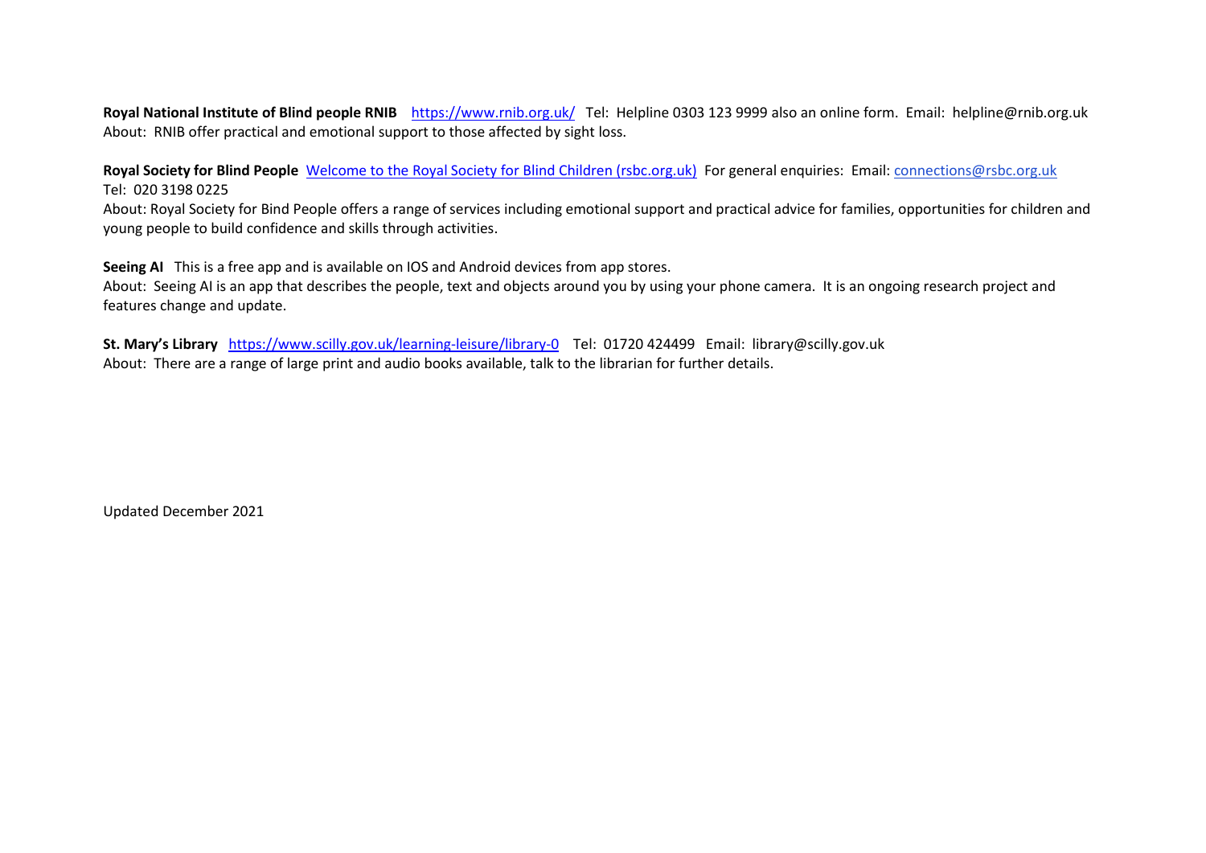**Royal National Institute of Blind people RNIB** https://www.rnib.org.uk/ Tel: Helpline 0303 123 9999 also an online form. Email: helpline@rnib.org.uk
About: RNIB offer practical and emotional support to those affected by sight loss.

**Royal Society for Blind People** [Welcome to the Royal Society for Blind Children (rsbc.org.uk)](https://www.rsbc.org.uk) For general enquiries: Email: connections@rsbc.org.uk
Tel: 020 3198 0225
About: Royal Society for Bind People offers a range of services including emotional support and practical advice for families, opportunities for children and young people to build confidence and skills through activities.

**Seeing AI** This is a free app and is available on IOS and Android devices from app stores.
About: Seeing AI is an app that describes the people, text and objects around you by using your phone camera. It is an ongoing research project and features change and update.

**St. Mary's Library** https://www.scilly.gov.uk/learning-leisure/library-0 Tel: 01720 424499 Email: library@scilly.gov.uk
About: There are a range of large print and audio books available, talk to the librarian for further details.

Updated December 2021